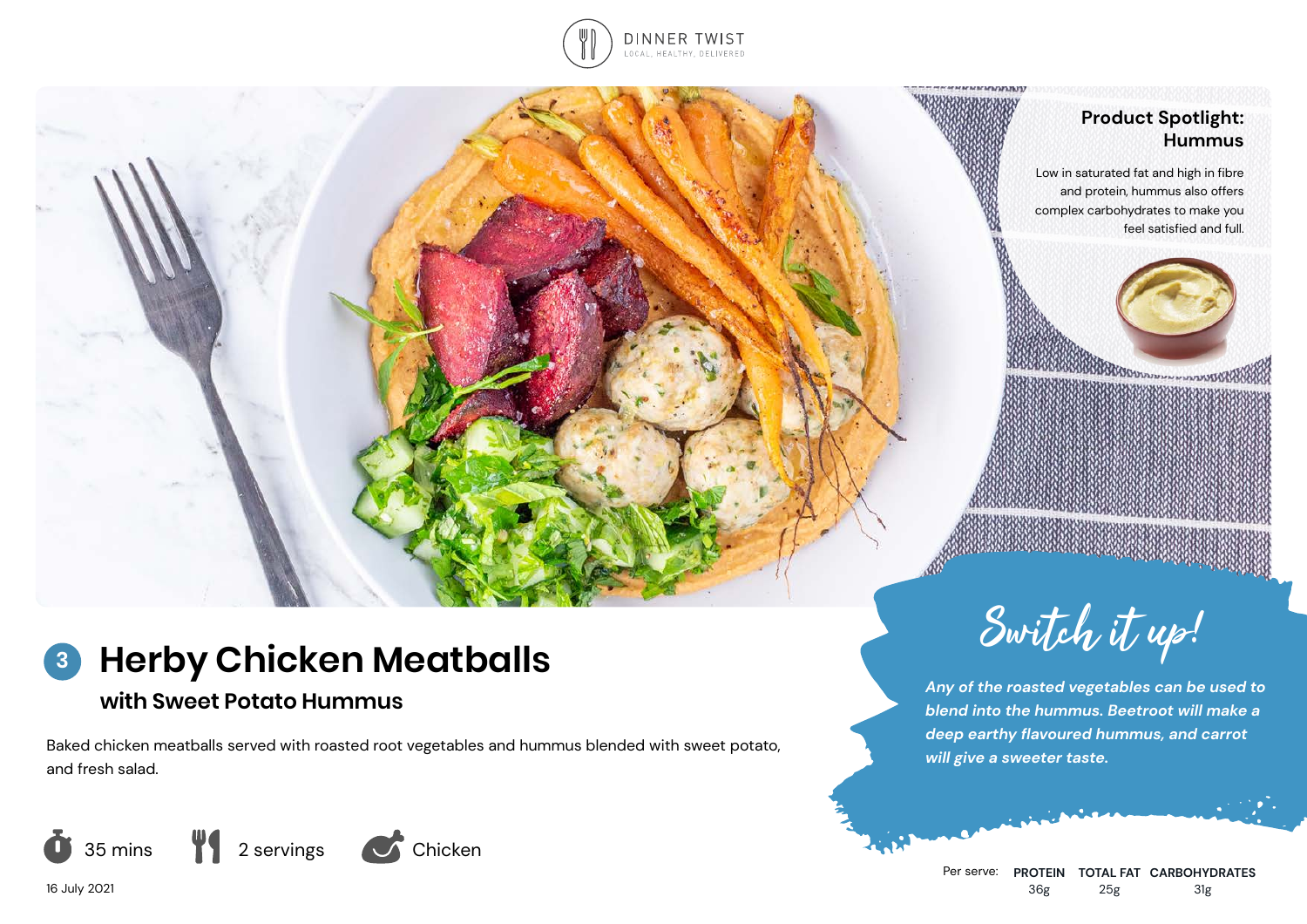DINNER TWIST
LOCAL, HEALTHY, DELIVERED

**Product Spotlight: Hummus**

Low in saturated fat and high in fibre and protein, hummus also offers complex carbohydrates to make you feel satisfied and full.

# 3 Herby Chicken Meatballs

## with Sweet Potato Hummus

Baked chicken meatballs served with roasted root vegetables and hummus blended with sweet potato, and fresh salad.

35 mins | 2 servings | Chicken

16 July 2021

### Switch it up!

*Any of the roasted vegetables can be used to blend into the hummus. Beetroot will make a deep earthy flavoured hummus, and carrot will give a sweeter taste.*

| Per serve: | PROTEIN | TOTAL FAT | CARBOHYDRATES |
|---|---|---|---|
| | 36g | 25g | 31g |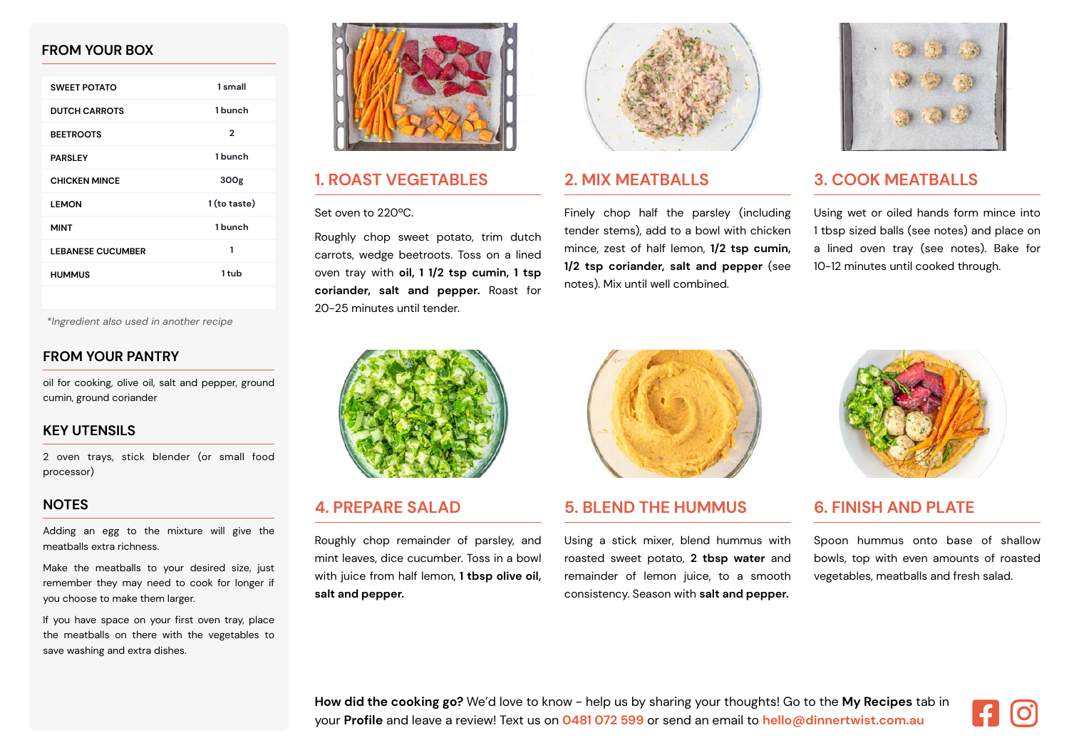## FROM YOUR BOX

| | |
|---|---|
| SWEET POTATO | 1 small |
| DUTCH CARROTS | 1 bunch |
| BEETROOTS | 2 |
| PARSLEY | 1 bunch |
| CHICKEN MINCE | 300g |
| LEMON | 1 (to taste) |
| MINT | 1 bunch |
| LEBANESE CUCUMBER | 1 |
| HUMMUS | 1 tub |

*\*Ingredient also used in another recipe*

## FROM YOUR PANTRY

oil for cooking, olive oil, salt and pepper, ground cumin, ground coriander

## KEY UTENSILS

2 oven trays, stick blender (or small food processor)

## NOTES

Adding an egg to the mixture will give the meatballs extra richness.

Make the meatballs to your desired size, just remember they may need to cook for longer if you choose to make them larger.

If you have space on your first oven tray, place the meatballs on there with the vegetables to save washing and extra dishes.

## 1. ROAST VEGETABLES

Set oven to 220°C.

Roughly chop sweet potato, trim dutch carrots, wedge beetroots. Toss on a lined oven tray with **oil, 1 1/2 tsp cumin, 1 tsp coriander, salt and pepper.** Roast for 20-25 minutes until tender.

## 2. MIX MEATBALLS

Finely chop half the parsley (including tender stems), add to a bowl with chicken mince, zest of half lemon, **1/2 tsp cumin, 1/2 tsp coriander, salt and pepper** (see notes). Mix until well combined.

## 3. COOK MEATBALLS

Using wet or oiled hands form mince into 1 tbsp sized balls (see notes) and place on a lined oven tray (see notes). Bake for 10-12 minutes until cooked through.

## 4. PREPARE SALAD

Roughly chop remainder of parsley, and mint leaves, dice cucumber. Toss in a bowl with juice from half lemon, **1 tbsp olive oil, salt and pepper.**

## 5. BLEND THE HUMMUS

Using a stick mixer, blend hummus with roasted sweet potato, **2 tbsp water** and remainder of lemon juice, to a smooth consistency. Season with **salt and pepper.**

## 6. FINISH AND PLATE

Spoon hummus onto base of shallow bowls, top with even amounts of roasted vegetables, meatballs and fresh salad.

**How did the cooking go?** We'd love to know - help us by sharing your thoughts! Go to the **My Recipes** tab in your **Profile** and leave a review! Text us on 0481 072 599 or send an email to hello@dinnertwist.com.au